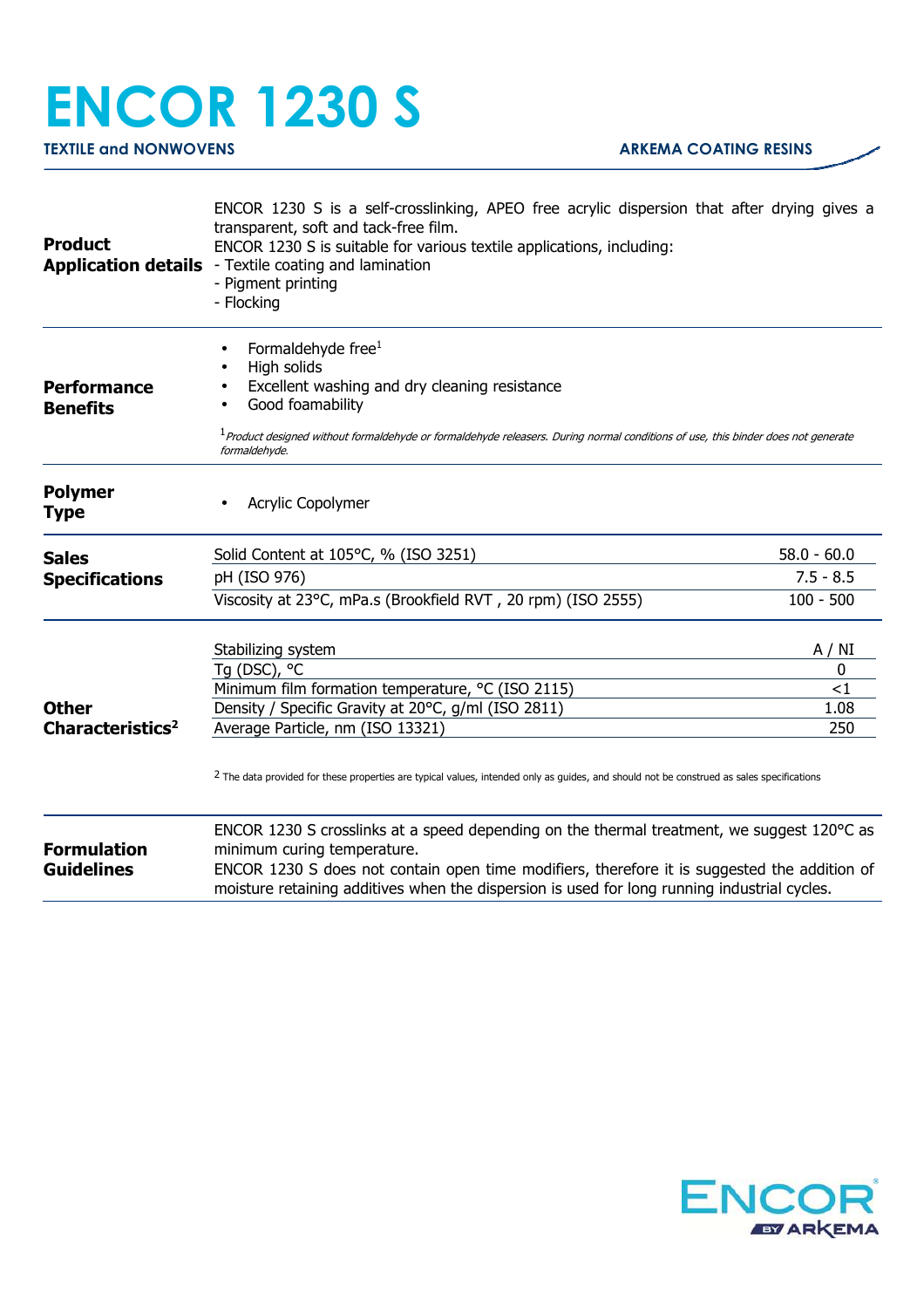# ENCOR 1230 S

**TEXTILE and NONWOVENS** — **ARKEMA COATING RESINS**

## Product Application details

ENCOR 1230 S is a self-crosslinking, APEO free acrylic dispersion that after drying gives a transparent, soft and tack-free film.
ENCOR 1230 S is suitable for various textile applications, including:
- Textile coating and lamination
- Pigment printing
- Flocking

## Performance Benefits

- Formaldehyde free[1]
- High solids
- Excellent washing and dry cleaning resistance
- Good foamability

[1] *Product designed without formaldehyde or formaldehyde releasers. During normal conditions of use, this binder does not generate formaldehyde.*

## Polymer Type

- Acrylic Copolymer

## Sales Specifications

| Property | Value |
|---|---|
| Solid Content at 105°C, % (ISO 3251) | 58.0 - 60.0 |
| pH (ISO 976) | 7.5 - 8.5 |
| Viscosity at 23°C, mPa.s (Brookfield RVT , 20 rpm) (ISO 2555) | 100 - 500 |

## Other Characteristics[2]

| Property | Value |
|---|---|
| Stabilizing system | A / NI |
| Tg (DSC), °C | 0 |
| Minimum film formation temperature, °C (ISO 2115) | <1 |
| Density / Specific Gravity at 20°C, g/ml (ISO 2811) | 1.08 |
| Average Particle, nm (ISO 13321) | 250 |

[2] The data provided for these properties are typical values, intended only as guides, and should not be construed as sales specifications

## Formulation Guidelines

ENCOR 1230 S crosslinks at a speed depending on the thermal treatment, we suggest 120°C as minimum curing temperature.
ENCOR 1230 S does not contain open time modifiers, therefore it is suggested the addition of moisture retaining additives when the dispersion is used for long running industrial cycles.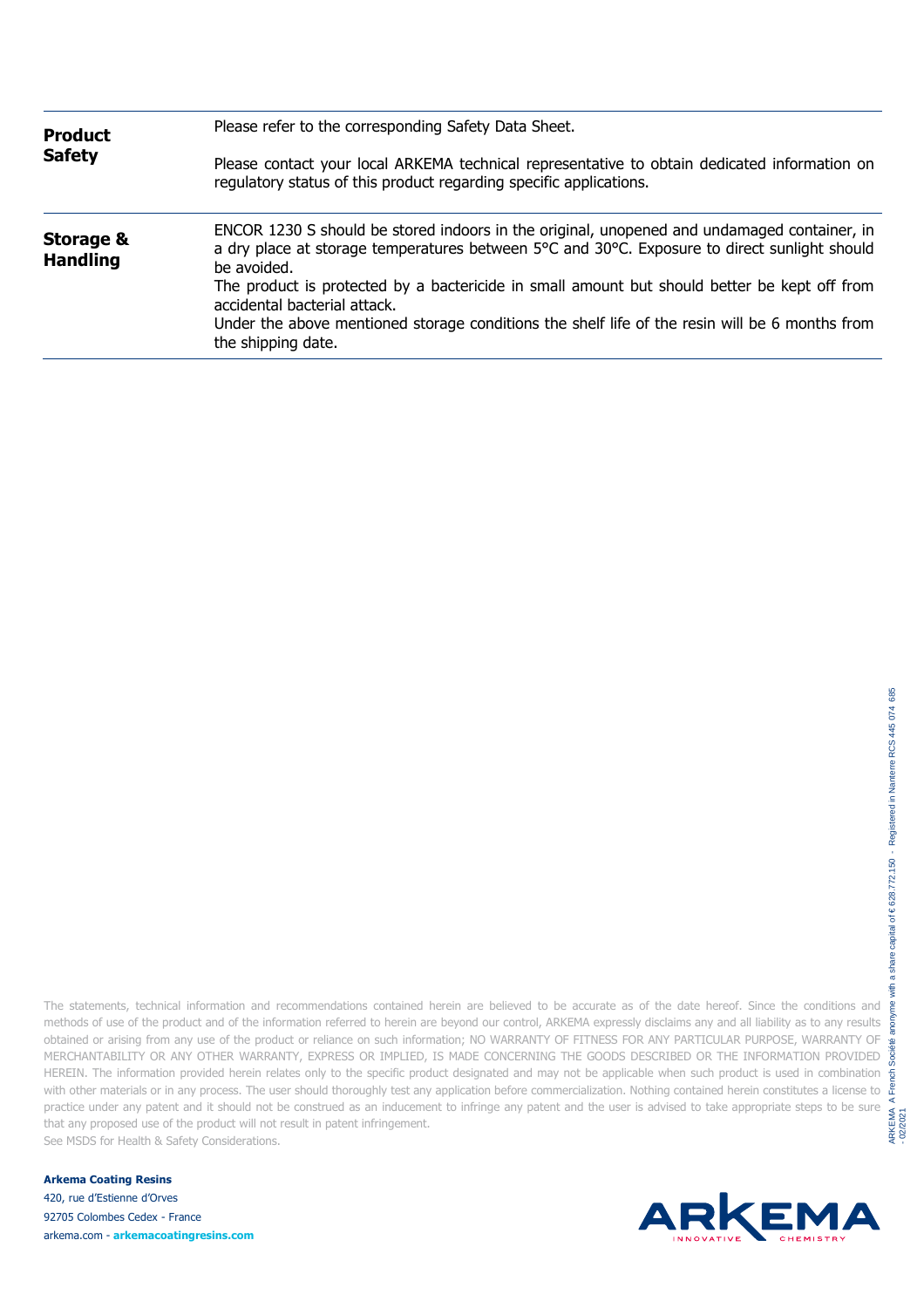| | |
|---|---|
| **Product Safety** | Please refer to the corresponding Safety Data Sheet.<br><br>Please contact your local ARKEMA technical representative to obtain dedicated information on regulatory status of this product regarding specific applications. |
| **Storage & Handling** | ENCOR 1230 S should be stored indoors in the original, unopened and undamaged container, in a dry place at storage temperatures between 5°C and 30°C. Exposure to direct sunlight should be avoided.<br>The product is protected by a bactericide in small amount but should better be kept off from accidental bacterial attack.<br>Under the above mentioned storage conditions the shelf life of the resin will be 6 months from the shipping date. |

The statements, technical information and recommendations contained herein are believed to be accurate as of the date hereof. Since the conditions and methods of use of the product and of the information referred to herein are beyond our control, ARKEMA expressly disclaims any and all liability as to any results obtained or arising from any use of the product or reliance on such information; NO WARRANTY OF FITNESS FOR ANY PARTICULAR PURPOSE, WARRANTY OF MERCHANTABILITY OR ANY OTHER WARRANTY, EXPRESS OR IMPLIED, IS MADE CONCERNING THE GOODS DESCRIBED OR THE INFORMATION PROVIDED HEREIN. The information provided herein relates only to the specific product designated and may not be applicable when such product is used in combination with other materials or in any process. The user should thoroughly test any application before commercialization. Nothing contained herein constitutes a license to practice under any patent and it should not be construed as an inducement to infringe any patent and the user is advised to take appropriate steps to be sure that any proposed use of the product will not result in patent infringement.
See MSDS for Health & Safety Considerations.

ARKEMA A French Société anonyme with a share capital of € 628.772.150 - Registered in Nanterre RCS 445 074 685 - 02/2021

**Arkema Coating Resins**
420, rue d'Estienne d'Orves
92705 Colombes Cedex - France
arkema.com - **arkemacoatingresins.com**

ARKEMA INNOVATIVE CHEMISTRY